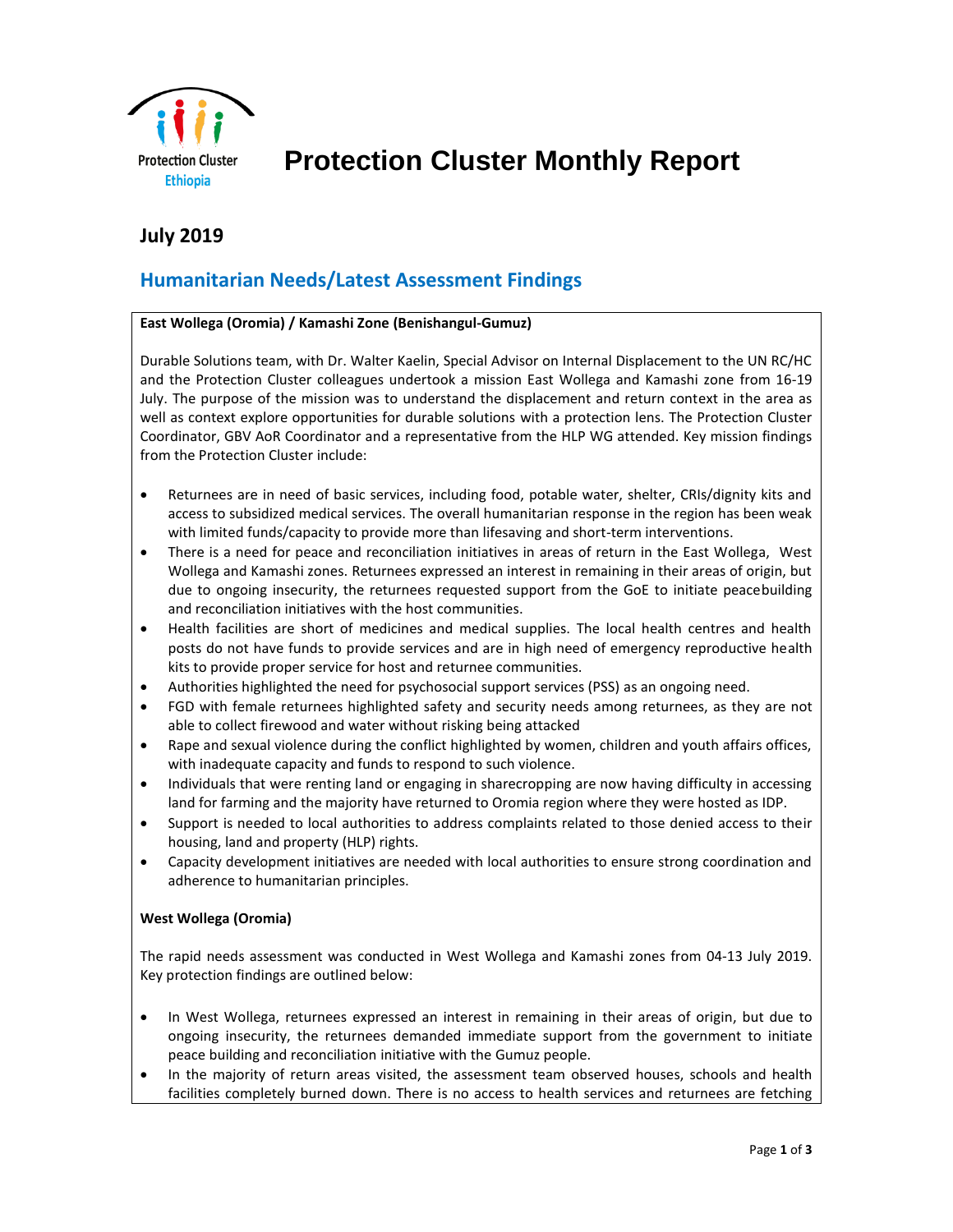Protection Cluster
Ethiopia

# Protection Cluster Monthly Report

## July 2019

## Humanitarian Needs/Latest Assessment Findings

**East Wollega (Oromia) / Kamashi Zone (Benishangul-Gumuz)**

Durable Solutions team, with Dr. Walter Kaelin, Special Advisor on Internal Displacement to the UN RC/HC and the Protection Cluster colleagues undertook a mission East Wollega and Kamashi zone from 16-19 July. The purpose of the mission was to understand the displacement and return context in the area as well as context explore opportunities for durable solutions with a protection lens. The Protection Cluster Coordinator, GBV AoR Coordinator and a representative from the HLP WG attended. Key mission findings from the Protection Cluster include:

- Returnees are in need of basic services, including food, potable water, shelter, CRIs/dignity kits and access to subsidized medical services. The overall humanitarian response in the region has been weak with limited funds/capacity to provide more than lifesaving and short-term interventions.
- There is a need for peace and reconciliation initiatives in areas of return in the East Wollega, West Wollega and Kamashi zones. Returnees expressed an interest in remaining in their areas of origin, but due to ongoing insecurity, the returnees requested support from the GoE to initiate peacebuilding and reconciliation initiatives with the host communities.
- Health facilities are short of medicines and medical supplies. The local health centres and health posts do not have funds to provide services and are in high need of emergency reproductive health kits to provide proper service for host and returnee communities.
- Authorities highlighted the need for psychosocial support services (PSS) as an ongoing need.
- FGD with female returnees highlighted safety and security needs among returnees, as they are not able to collect firewood and water without risking being attacked
- Rape and sexual violence during the conflict highlighted by women, children and youth affairs offices, with inadequate capacity and funds to respond to such violence.
- Individuals that were renting land or engaging in sharecropping are now having difficulty in accessing land for farming and the majority have returned to Oromia region where they were hosted as IDP.
- Support is needed to local authorities to address complaints related to those denied access to their housing, land and property (HLP) rights.
- Capacity development initiatives are needed with local authorities to ensure strong coordination and adherence to humanitarian principles.

**West Wollega (Oromia)**

The rapid needs assessment was conducted in West Wollega and Kamashi zones from 04-13 July 2019. Key protection findings are outlined below:

- In West Wollega, returnees expressed an interest in remaining in their areas of origin, but due to ongoing insecurity, the returnees demanded immediate support from the government to initiate peace building and reconciliation initiative with the Gumuz people.
- In the majority of return areas visited, the assessment team observed houses, schools and health facilities completely burned down. There is no access to health services and returnees are fetching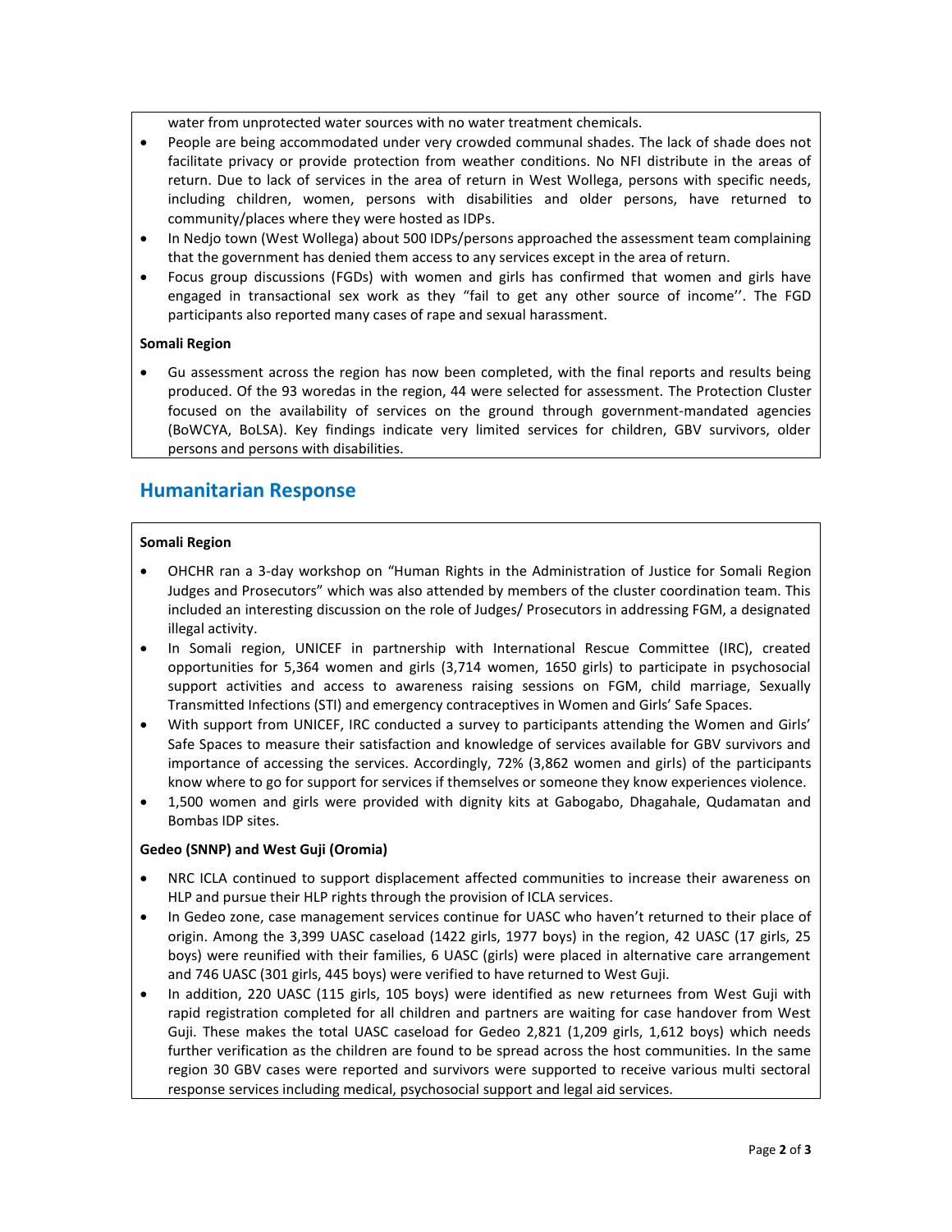water from unprotected water sources with no water treatment chemicals.

- People are being accommodated under very crowded communal shades. The lack of shade does not facilitate privacy or provide protection from weather conditions. No NFI distribute in the areas of return. Due to lack of services in the area of return in West Wollega, persons with specific needs, including children, women, persons with disabilities and older persons, have returned to community/places where they were hosted as IDPs.
- In Nedjo town (West Wollega) about 500 IDPs/persons approached the assessment team complaining that the government has denied them access to any services except in the area of return.
- Focus group discussions (FGDs) with women and girls has confirmed that women and girls have engaged in transactional sex work as they "fail to get any other source of income''. The FGD participants also reported many cases of rape and sexual harassment.

**Somali Region**

- Gu assessment across the region has now been completed, with the final reports and results being produced. Of the 93 woredas in the region, 44 were selected for assessment. The Protection Cluster focused on the availability of services on the ground through government-mandated agencies (BoWCYA, BoLSA). Key findings indicate very limited services for children, GBV survivors, older persons and persons with disabilities.

## Humanitarian Response

**Somali Region**

- OHCHR ran a 3-day workshop on "Human Rights in the Administration of Justice for Somali Region Judges and Prosecutors" which was also attended by members of the cluster coordination team. This included an interesting discussion on the role of Judges/ Prosecutors in addressing FGM, a designated illegal activity.
- In Somali region, UNICEF in partnership with International Rescue Committee (IRC), created opportunities for 5,364 women and girls (3,714 women, 1650 girls) to participate in psychosocial support activities and access to awareness raising sessions on FGM, child marriage, Sexually Transmitted Infections (STI) and emergency contraceptives in Women and Girls' Safe Spaces.
- With support from UNICEF, IRC conducted a survey to participants attending the Women and Girls' Safe Spaces to measure their satisfaction and knowledge of services available for GBV survivors and importance of accessing the services. Accordingly, 72% (3,862 women and girls) of the participants know where to go for support for services if themselves or someone they know experiences violence.
- 1,500 women and girls were provided with dignity kits at Gabogabo, Dhagahale, Qudamatan and Bombas IDP sites.

**Gedeo (SNNP) and West Guji (Oromia)**

- NRC ICLA continued to support displacement affected communities to increase their awareness on HLP and pursue their HLP rights through the provision of ICLA services.
- In Gedeo zone, case management services continue for UASC who haven't returned to their place of origin. Among the 3,399 UASC caseload (1422 girls, 1977 boys) in the region, 42 UASC (17 girls, 25 boys) were reunified with their families, 6 UASC (girls) were placed in alternative care arrangement and 746 UASC (301 girls, 445 boys) were verified to have returned to West Guji.
- In addition, 220 UASC (115 girls, 105 boys) were identified as new returnees from West Guji with rapid registration completed for all children and partners are waiting for case handover from West Guji. These makes the total UASC caseload for Gedeo 2,821 (1,209 girls, 1,612 boys) which needs further verification as the children are found to be spread across the host communities. In the same region 30 GBV cases were reported and survivors were supported to receive various multi sectoral response services including medical, psychosocial support and legal aid services.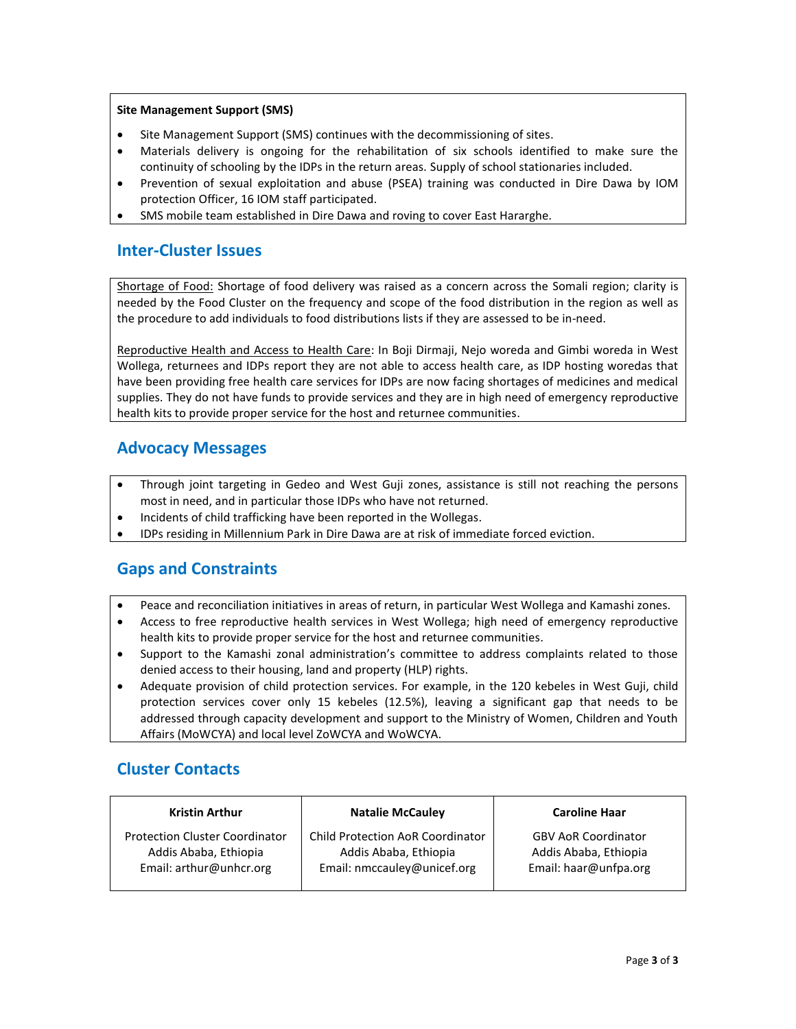**Site Management Support (SMS)**

- Site Management Support (SMS) continues with the decommissioning of sites.
- Materials delivery is ongoing for the rehabilitation of six schools identified to make sure the continuity of schooling by the IDPs in the return areas. Supply of school stationaries included.
- Prevention of sexual exploitation and abuse (PSEA) training was conducted in Dire Dawa by IOM protection Officer, 16 IOM staff participated.
- SMS mobile team established in Dire Dawa and roving to cover East Hararghe.

## Inter-Cluster Issues

Shortage of Food: Shortage of food delivery was raised as a concern across the Somali region; clarity is needed by the Food Cluster on the frequency and scope of the food distribution in the region as well as the procedure to add individuals to food distributions lists if they are assessed to be in-need.

Reproductive Health and Access to Health Care: In Boji Dirmaji, Nejo woreda and Gimbi woreda in West Wollega, returnees and IDPs report they are not able to access health care, as IDP hosting woredas that have been providing free health care services for IDPs are now facing shortages of medicines and medical supplies. They do not have funds to provide services and they are in high need of emergency reproductive health kits to provide proper service for the host and returnee communities.

## Advocacy Messages

- Through joint targeting in Gedeo and West Guji zones, assistance is still not reaching the persons most in need, and in particular those IDPs who have not returned.
- Incidents of child trafficking have been reported in the Wollegas.
- IDPs residing in Millennium Park in Dire Dawa are at risk of immediate forced eviction.

## Gaps and Constraints

- Peace and reconciliation initiatives in areas of return, in particular West Wollega and Kamashi zones.
- Access to free reproductive health services in West Wollega; high need of emergency reproductive health kits to provide proper service for the host and returnee communities.
- Support to the Kamashi zonal administration's committee to address complaints related to those denied access to their housing, land and property (HLP) rights.
- Adequate provision of child protection services. For example, in the 120 kebeles in West Guji, child protection services cover only 15 kebeles (12.5%), leaving a significant gap that needs to be addressed through capacity development and support to the Ministry of Women, Children and Youth Affairs (MoWCYA) and local level ZoWCYA and WoWCYA.

## Cluster Contacts

| **Kristin Arthur** | **Natalie McCauley** | **Caroline Haar** |
|---|---|---|
| Protection Cluster Coordinator<br>Addis Ababa, Ethiopia<br>Email: arthur@unhcr.org | Child Protection AoR Coordinator<br>Addis Ababa, Ethiopia<br>Email: nmccauley@unicef.org | GBV AoR Coordinator<br>Addis Ababa, Ethiopia<br>Email: haar@unfpa.org |